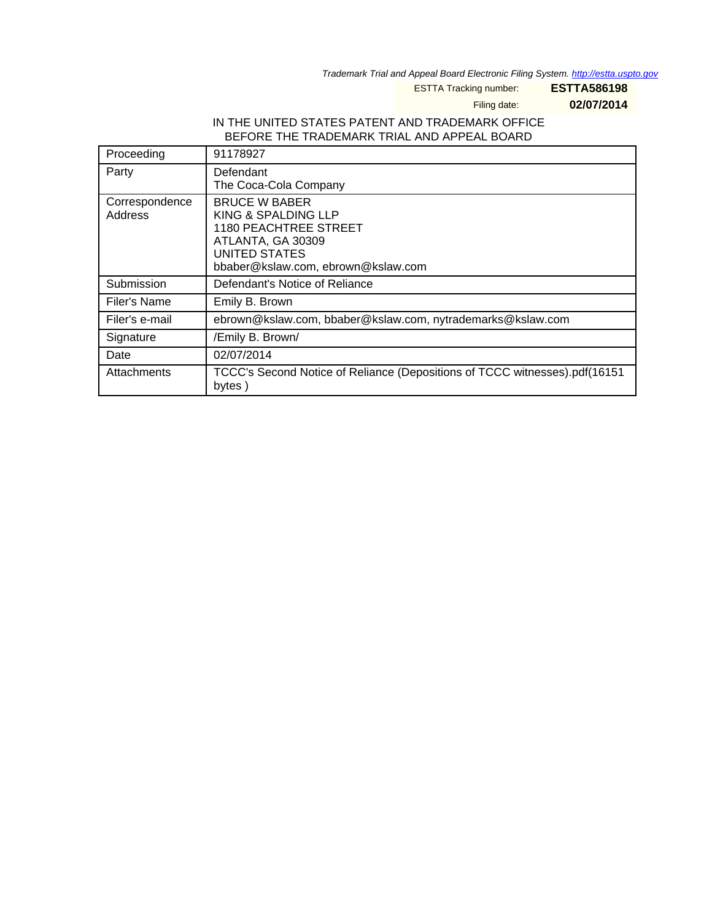Trademark Trial and Appeal Board Electronic Filing System. http://estta.uspto.gov

ESTTA Tracking number: **ESTTA586198**

Filing date: **02/07/2014**

IN THE UNITED STATES PATENT AND TRADEMARK OFFICE
BEFORE THE TRADEMARK TRIAL AND APPEAL BOARD

| | |
|---|---|
| Proceeding | 91178927 |
| Party | Defendant<br>The Coca-Cola Company |
| Correspondence Address | BRUCE W BABER<br>KING & SPALDING LLP<br>1180 PEACHTREE STREET<br>ATLANTA, GA 30309<br>UNITED STATES<br>bbaber@kslaw.com, ebrown@kslaw.com |
| Submission | Defendant's Notice of Reliance |
| Filer's Name | Emily B. Brown |
| Filer's e-mail | ebrown@kslaw.com, bbaber@kslaw.com, nytrademarks@kslaw.com |
| Signature | /Emily B. Brown/ |
| Date | 02/07/2014 |
| Attachments | TCCC's Second Notice of Reliance (Depositions of TCCC witnesses).pdf(16151 bytes ) |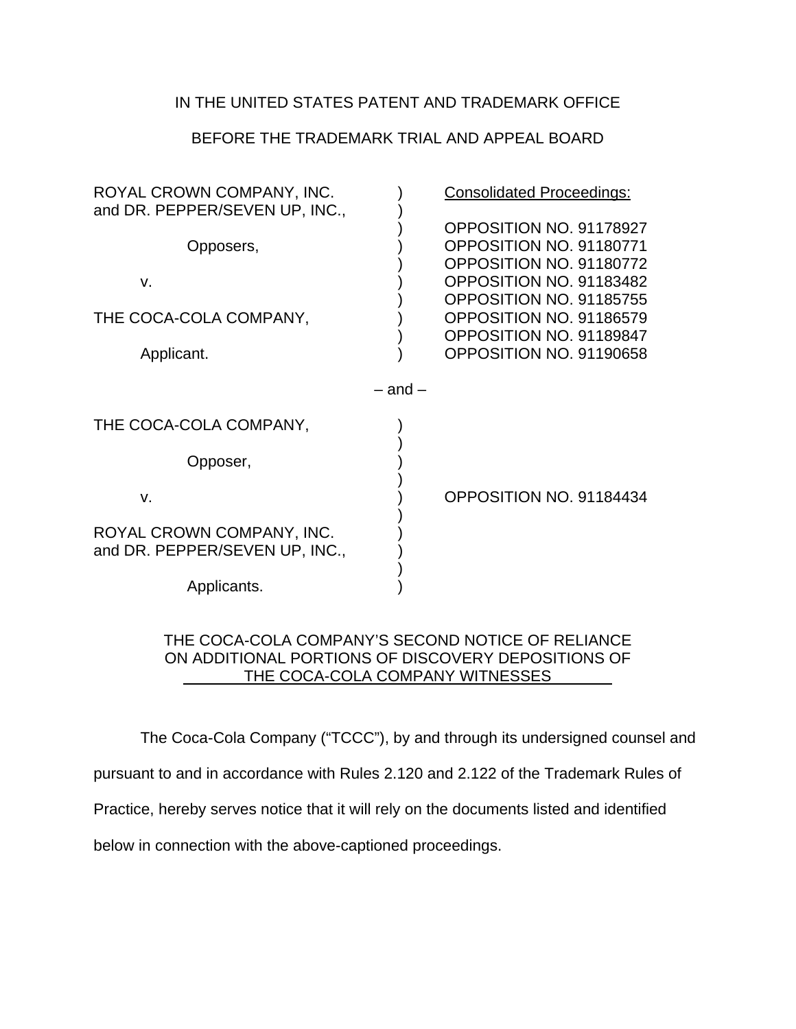IN THE UNITED STATES PATENT AND TRADEMARK OFFICE

BEFORE THE TRADEMARK TRIAL AND APPEAL BOARD

| | | |
|---|---|---|
| ROYAL CROWN COMPANY, INC. and DR. PEPPER/SEVEN UP, INC., | ) | Consolidated Proceedings: |
| Opposers, | ) | OPPOSITION NO. 91178927 |
| | ) | OPPOSITION NO. 91180771 |
| v. | ) | OPPOSITION NO. 91180772 |
| | ) | OPPOSITION NO. 91183482 |
| THE COCA-COLA COMPANY, | ) | OPPOSITION NO. 91185755 |
| | ) | OPPOSITION NO. 91186579 |
| Applicant. | ) | OPPOSITION NO. 91189847 |
| | ) | OPPOSITION NO. 91190658 |

– and –

| | | |
|---|---|---|
| THE COCA-COLA COMPANY, | ) | |
| Opposer, | ) | |
| v. | ) | OPPOSITION NO. 91184434 |
| ROYAL CROWN COMPANY, INC. and DR. PEPPER/SEVEN UP, INC., | ) | |
| Applicants. | ) | |

## THE COCA-COLA COMPANY'S SECOND NOTICE OF RELIANCE ON ADDITIONAL PORTIONS OF DISCOVERY DEPOSITIONS OF THE COCA-COLA COMPANY WITNESSES

The Coca-Cola Company ("TCCC"), by and through its undersigned counsel and pursuant to and in accordance with Rules 2.120 and 2.122 of the Trademark Rules of Practice, hereby serves notice that it will rely on the documents listed and identified below in connection with the above-captioned proceedings.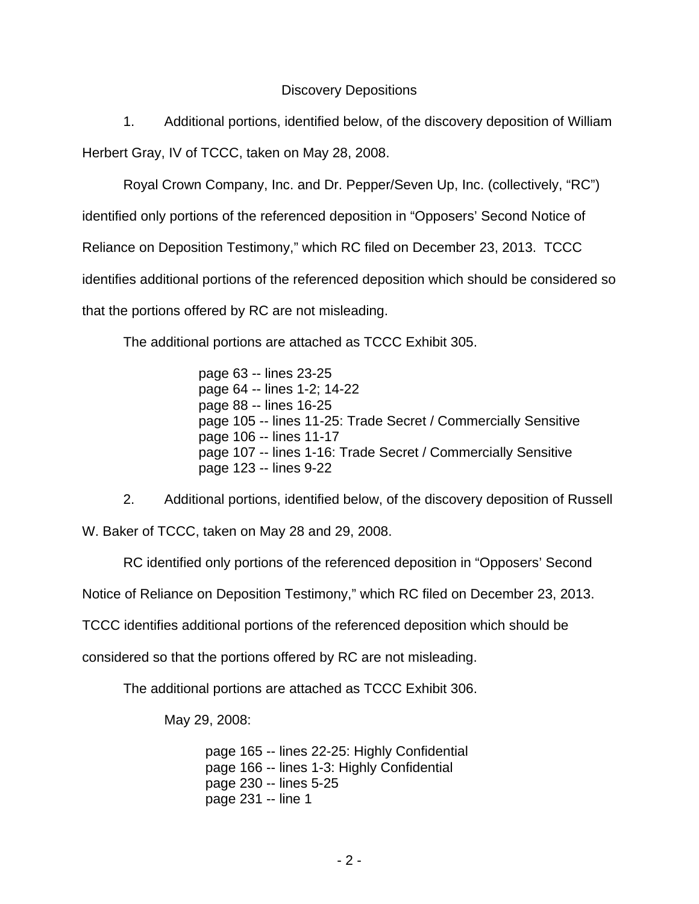## Discovery Depositions

1. Additional portions, identified below, of the discovery deposition of William Herbert Gray, IV of TCCC, taken on May 28, 2008.

Royal Crown Company, Inc. and Dr. Pepper/Seven Up, Inc. (collectively, "RC") identified only portions of the referenced deposition in "Opposers' Second Notice of Reliance on Deposition Testimony," which RC filed on December 23, 2013. TCCC identifies additional portions of the referenced deposition which should be considered so that the portions offered by RC are not misleading.

The additional portions are attached as TCCC Exhibit 305.

page 63 -- lines 23-25
page 64 -- lines 1-2; 14-22
page 88 -- lines 16-25
page 105 -- lines 11-25: Trade Secret / Commercially Sensitive
page 106 -- lines 11-17
page 107 -- lines 1-16: Trade Secret / Commercially Sensitive
page 123 -- lines 9-22

2. Additional portions, identified below, of the discovery deposition of Russell W. Baker of TCCC, taken on May 28 and 29, 2008.

RC identified only portions of the referenced deposition in "Opposers' Second Notice of Reliance on Deposition Testimony," which RC filed on December 23, 2013. TCCC identifies additional portions of the referenced deposition which should be considered so that the portions offered by RC are not misleading.

The additional portions are attached as TCCC Exhibit 306.

May 29, 2008:

page 165 -- lines 22-25: Highly Confidential
page 166 -- lines 1-3: Highly Confidential
page 230 -- lines 5-25
page 231 -- line 1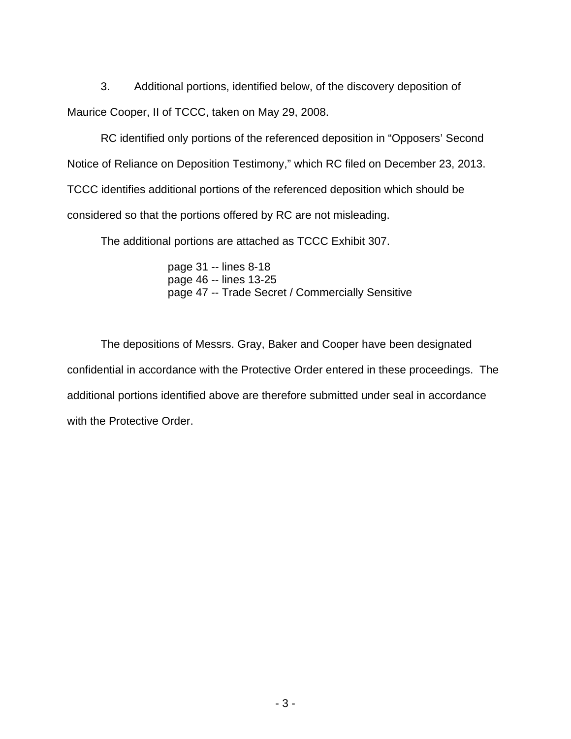3. Additional portions, identified below, of the discovery deposition of Maurice Cooper, II of TCCC, taken on May 29, 2008.

RC identified only portions of the referenced deposition in "Opposers' Second Notice of Reliance on Deposition Testimony," which RC filed on December 23, 2013. TCCC identifies additional portions of the referenced deposition which should be considered so that the portions offered by RC are not misleading.

The additional portions are attached as TCCC Exhibit 307.

page 31 -- lines 8-18
page 46 -- lines 13-25
page 47 -- Trade Secret / Commercially Sensitive

The depositions of Messrs. Gray, Baker and Cooper have been designated confidential in accordance with the Protective Order entered in these proceedings. The additional portions identified above are therefore submitted under seal in accordance with the Protective Order.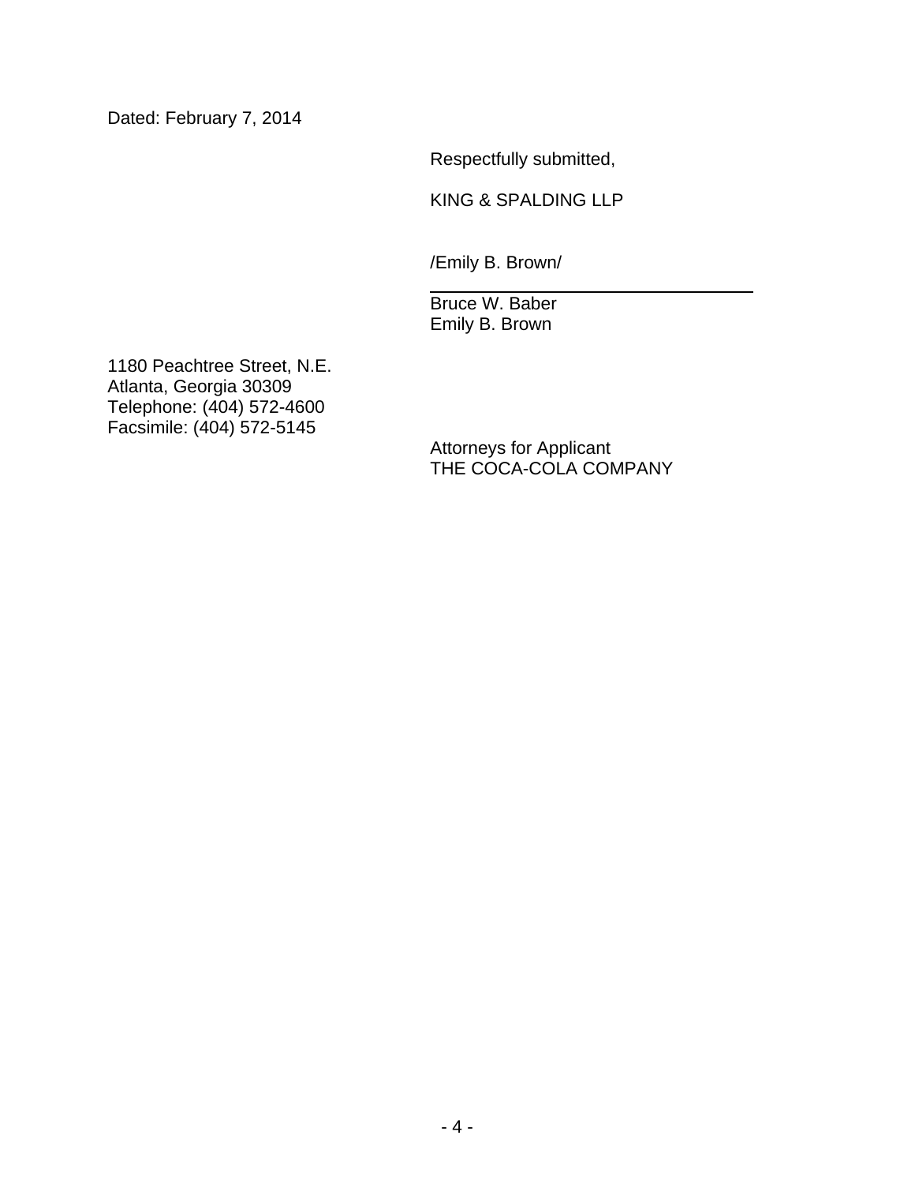Dated: February 7, 2014

Respectfully submitted,

KING & SPALDING LLP

/Emily B. Brown/

Bruce W. Baber
Emily B. Brown

1180 Peachtree Street, N.E.
Atlanta, Georgia 30309
Telephone: (404) 572-4600
Facsimile: (404) 572-5145

Attorneys for Applicant
THE COCA-COLA COMPANY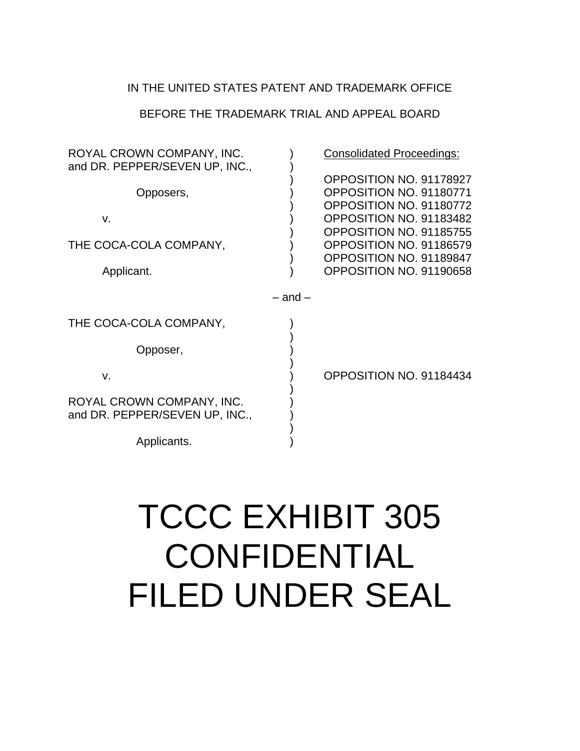IN THE UNITED STATES PATENT AND TRADEMARK OFFICE

BEFORE THE TRADEMARK TRIAL AND APPEAL BOARD

| | | |
|---|---|---|
| ROYAL CROWN COMPANY, INC. and DR. PEPPER/SEVEN UP, INC., | ) | Consolidated Proceedings: |
| | ) | OPPOSITION NO. 91178927 |
| Opposers, | ) | OPPOSITION NO. 91180771 |
| | ) | OPPOSITION NO. 91180772 |
| v. | ) | OPPOSITION NO. 91183482 |
| | ) | OPPOSITION NO. 91185755 |
| THE COCA-COLA COMPANY, | ) | OPPOSITION NO. 91186579 |
| | ) | OPPOSITION NO. 91189847 |
| Applicant. | ) | OPPOSITION NO. 91190658 |

– and –

| | | |
|---|---|---|
| THE COCA-COLA COMPANY, | ) | |
| Opposer, | ) | |
| v. | ) | OPPOSITION NO. 91184434 |
| ROYAL CROWN COMPANY, INC. and DR. PEPPER/SEVEN UP, INC., | ) | |
| Applicants. | ) | |

# TCCC EXHIBIT 305
# CONFIDENTIAL
# FILED UNDER SEAL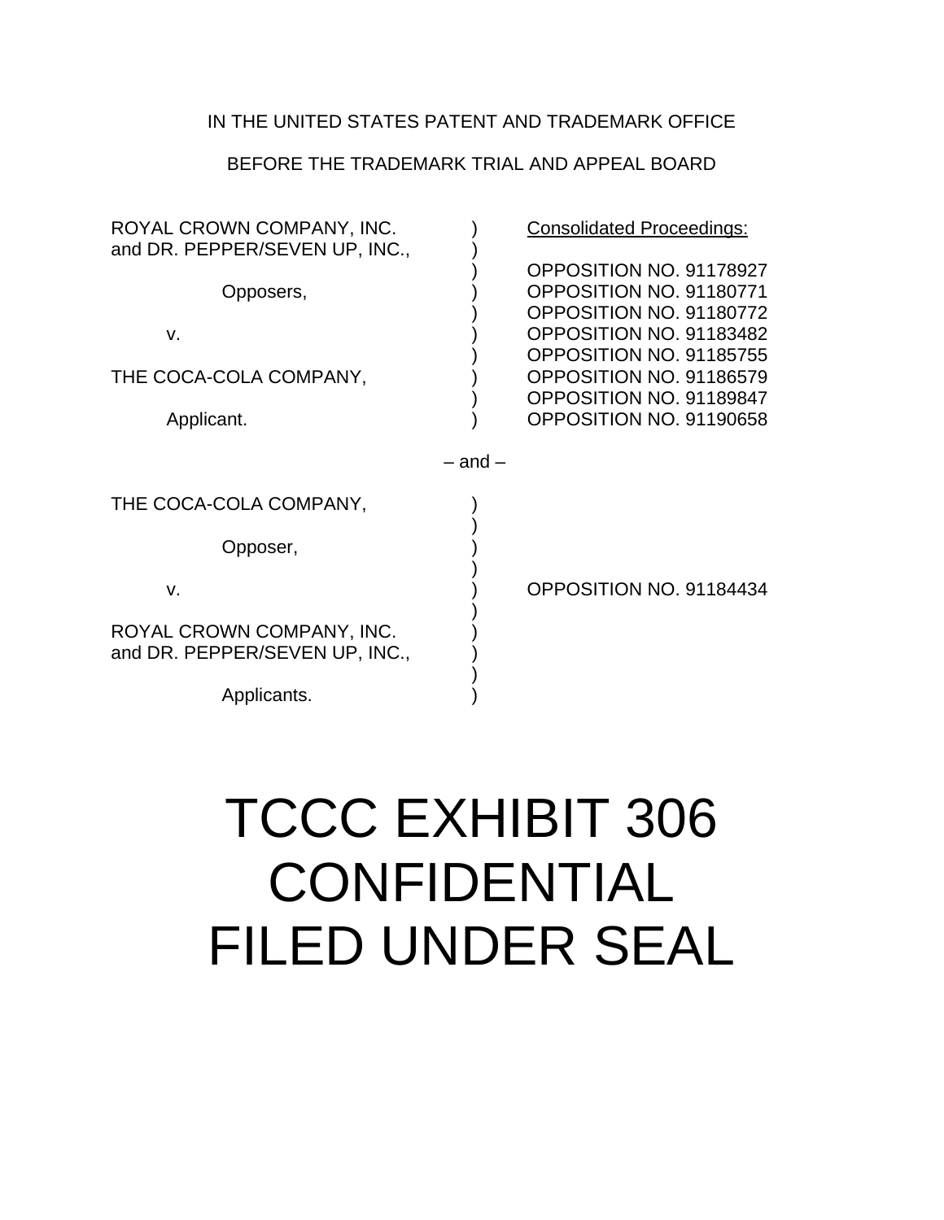IN THE UNITED STATES PATENT AND TRADEMARK OFFICE

BEFORE THE TRADEMARK TRIAL AND APPEAL BOARD

| | | |
|---|---|---|
| ROYAL CROWN COMPANY, INC. and DR. PEPPER/SEVEN UP, INC., | ) | Consolidated Proceedings: |
| | ) | |
| Opposers, | ) | OPPOSITION NO. 91178927 |
| | ) | OPPOSITION NO. 91180771 |
| v. | ) | OPPOSITION NO. 91180772 |
| | ) | OPPOSITION NO. 91183482 |
| THE COCA-COLA COMPANY, | ) | OPPOSITION NO. 91185755 |
| | ) | OPPOSITION NO. 91186579 |
| Applicant. | ) | OPPOSITION NO. 91189847 |
| | ) | OPPOSITION NO. 91190658 |

– and –

| | | |
|---|---|---|
| THE COCA-COLA COMPANY, | ) | |
| Opposer, | ) | |
| v. | ) | OPPOSITION NO. 91184434 |
| ROYAL CROWN COMPANY, INC. and DR. PEPPER/SEVEN UP, INC., | ) | |
| Applicants. | ) | |

# TCCC EXHIBIT 306
# CONFIDENTIAL
# FILED UNDER SEAL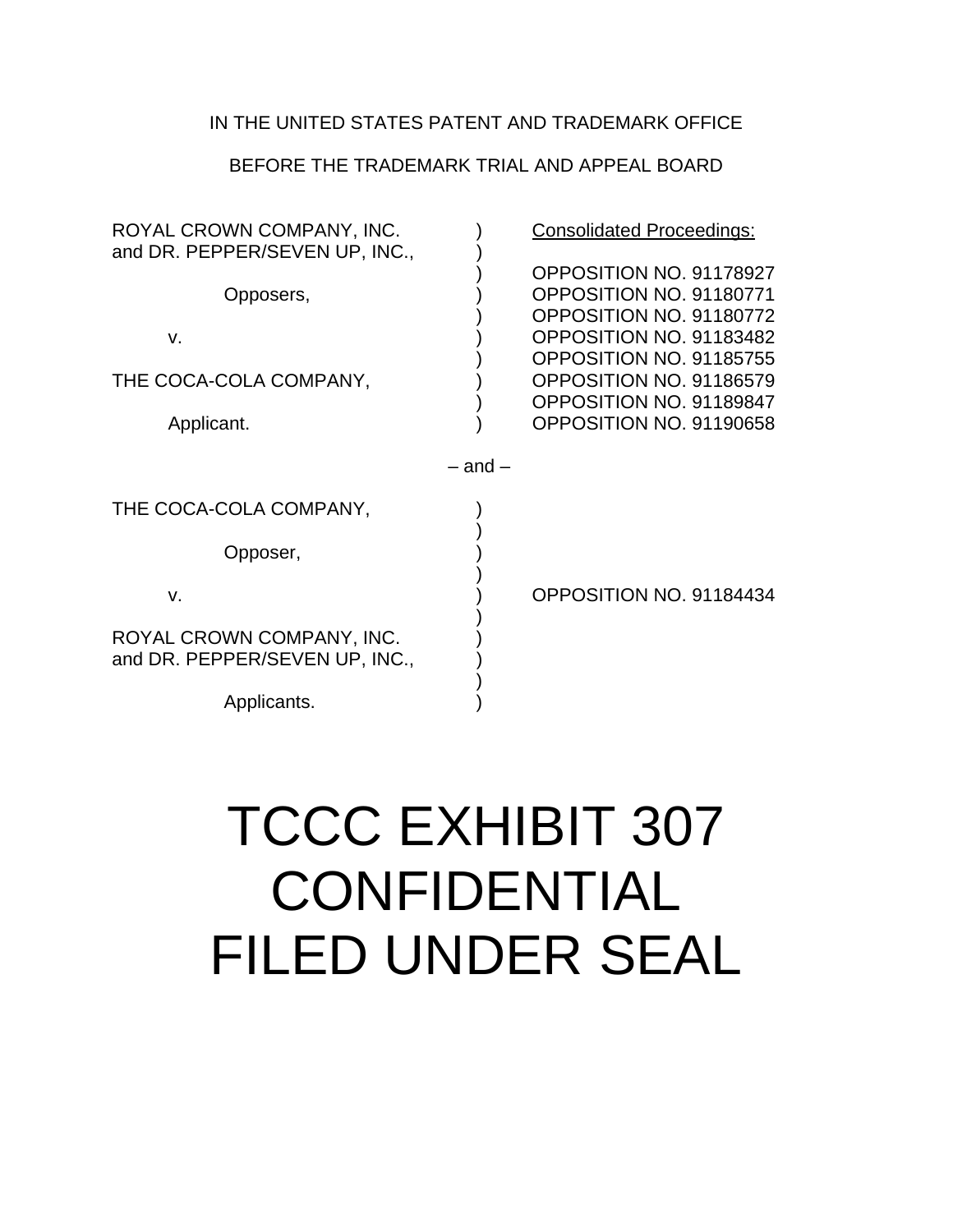IN THE UNITED STATES PATENT AND TRADEMARK OFFICE

BEFORE THE TRADEMARK TRIAL AND APPEAL BOARD

| | | |
|---|---|---|
| ROYAL CROWN COMPANY, INC. and DR. PEPPER/SEVEN UP, INC., | ) | Consolidated Proceedings: |
| | ) | OPPOSITION NO. 91178927 |
| Opposers, | ) | OPPOSITION NO. 91180771 |
| | ) | OPPOSITION NO. 91180772 |
| v. | ) | OPPOSITION NO. 91183482 |
| | ) | OPPOSITION NO. 91185755 |
| THE COCA-COLA COMPANY, | ) | OPPOSITION NO. 91186579 |
| | ) | OPPOSITION NO. 91189847 |
| Applicant. | ) | OPPOSITION NO. 91190658 |

– and –

| | | |
|---|---|---|
| THE COCA-COLA COMPANY, | ) | |
| Opposer, | ) | |
| v. | ) | OPPOSITION NO. 91184434 |
| ROYAL CROWN COMPANY, INC. and DR. PEPPER/SEVEN UP, INC., | ) | |
| Applicants. | ) | |

# TCCC EXHIBIT 307
# CONFIDENTIAL
# FILED UNDER SEAL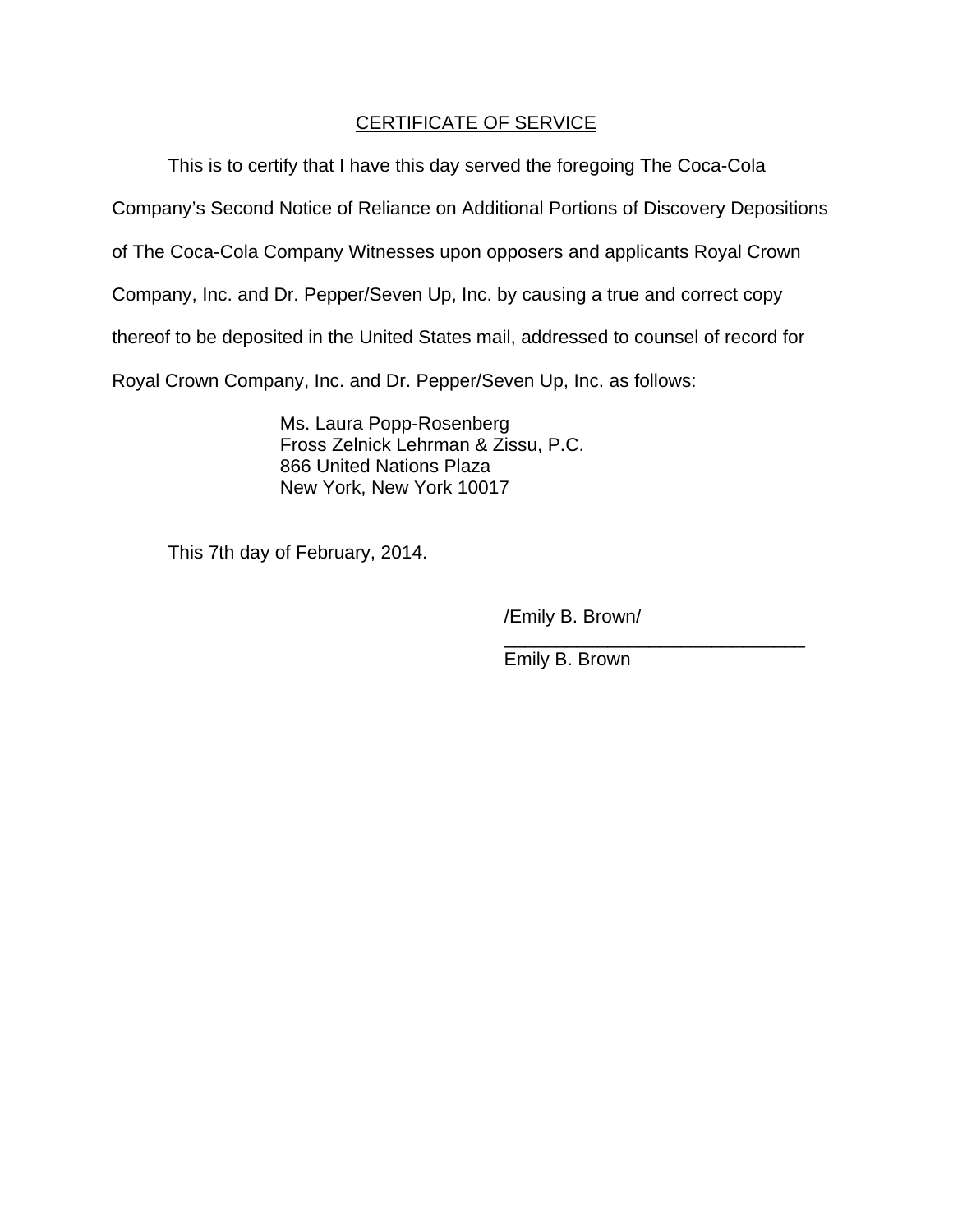<u>CERTIFICATE OF SERVICE</u>

This is to certify that I have this day served the foregoing The Coca-Cola Company's Second Notice of Reliance on Additional Portions of Discovery Depositions of The Coca-Cola Company Witnesses upon opposers and applicants Royal Crown Company, Inc. and Dr. Pepper/Seven Up, Inc. by causing a true and correct copy thereof to be deposited in the United States mail, addressed to counsel of record for Royal Crown Company, Inc. and Dr. Pepper/Seven Up, Inc. as follows:

Ms. Laura Popp-Rosenberg
Fross Zelnick Lehrman & Zissu, P.C.
866 United Nations Plaza
New York, New York 10017

This 7th day of February, 2014.

/Emily B. Brown/
______________________________
Emily B. Brown